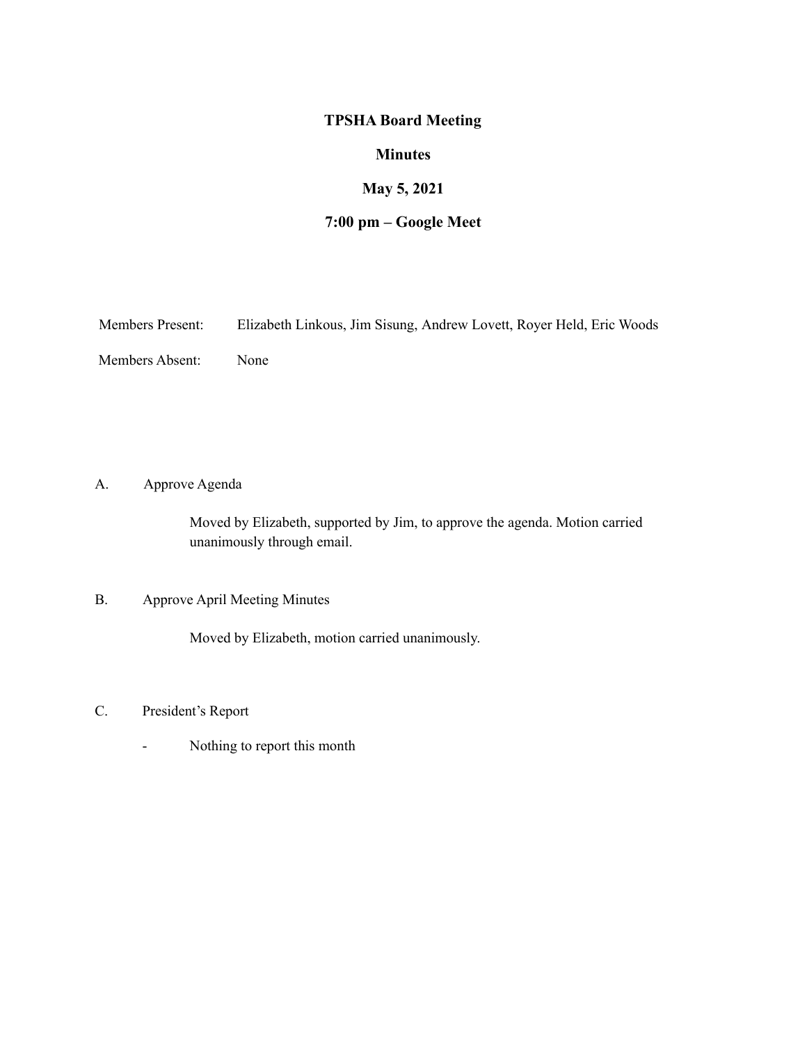# TPSHA Board Meeting

## Minutes

### May 5, 2021

### 7:00 pm – Google Meet

| | |
|---|---|
| Members Present: | Elizabeth Linkous, Jim Sisung, Andrew Lovett, Royer Held, Eric Woods |
| Members Absent: | None |

A. Approve Agenda

> Moved by Elizabeth, supported by Jim, to approve the agenda. Motion carried unanimously through email.

B. Approve April Meeting Minutes

> Moved by Elizabeth, motion carried unanimously.

C. President's Report

- Nothing to report this month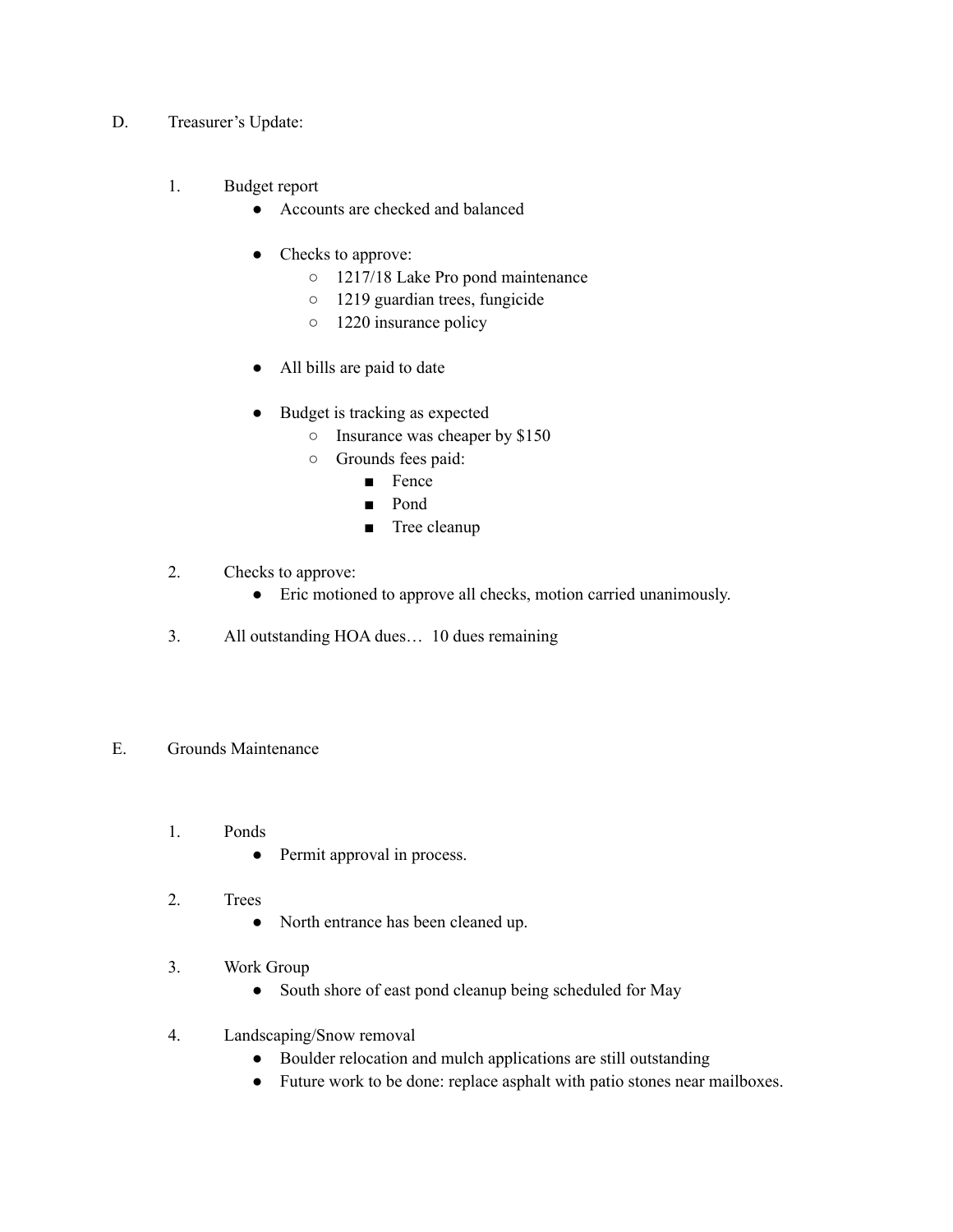D. Treasurer's Update:

1. Budget report
    - Accounts are checked and balanced
    - Checks to approve:
        - 1217/18 Lake Pro pond maintenance
        - 1219 guardian trees, fungicide
        - 1220 insurance policy
    - All bills are paid to date
    - Budget is tracking as expected
        - Insurance was cheaper by $150
        - Grounds fees paid:
            - Fence
            - Pond
            - Tree cleanup
2. Checks to approve:
    - Eric motioned to approve all checks, motion carried unanimously.
3. All outstanding HOA dues… 10 dues remaining

E. Grounds Maintenance

1. Ponds
    - Permit approval in process.
2. Trees
    - North entrance has been cleaned up.
3. Work Group
    - South shore of east pond cleanup being scheduled for May
4. Landscaping/Snow removal
    - Boulder relocation and mulch applications are still outstanding
    - Future work to be done: replace asphalt with patio stones near mailboxes.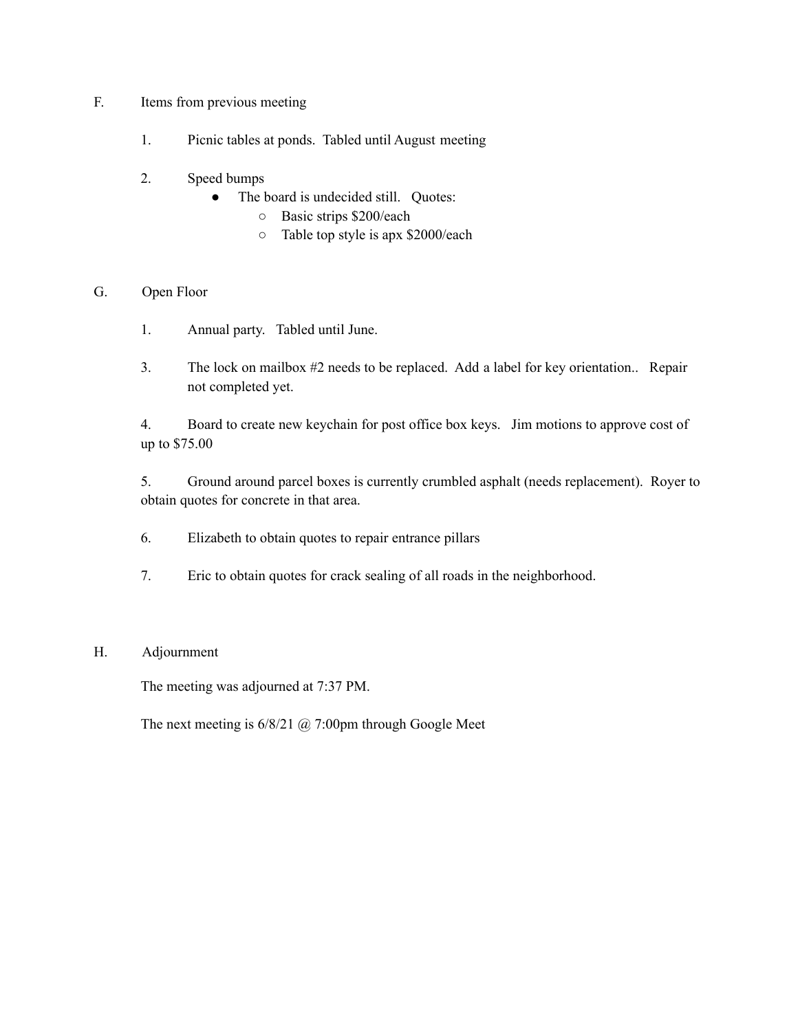F. Items from previous meeting

1. Picnic tables at ponds. Tabled until August meeting

2. Speed bumps
    - The board is undecided still. Quotes:
        - Basic strips $200/each
        - Table top style is apx $2000/each

G. Open Floor

1. Annual party. Tabled until June.

3. The lock on mailbox #2 needs to be replaced. Add a label for key orientation.. Repair not completed yet.

4. Board to create new keychain for post office box keys. Jim motions to approve cost of up to $75.00

5. Ground around parcel boxes is currently crumbled asphalt (needs replacement). Royer to obtain quotes for concrete in that area.

6. Elizabeth to obtain quotes to repair entrance pillars

7. Eric to obtain quotes for crack sealing of all roads in the neighborhood.

H. Adjournment

The meeting was adjourned at 7:37 PM.

The next meeting is 6/8/21 @ 7:00pm through Google Meet